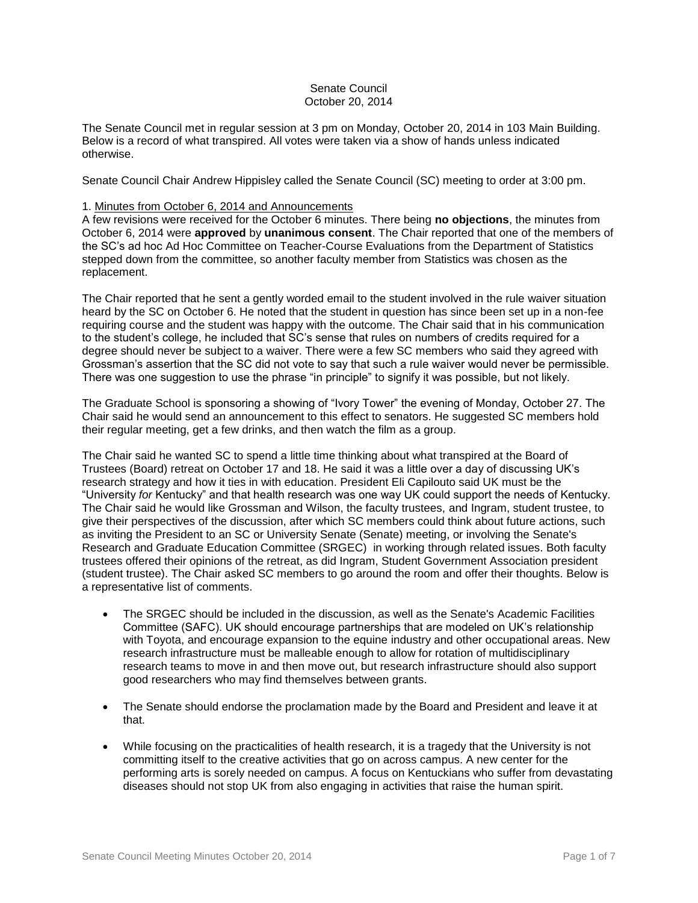Senate Council
October 20, 2014

The Senate Council met in regular session at 3 pm on Monday, October 20, 2014 in 103 Main Building. Below is a record of what transpired. All votes were taken via a show of hands unless indicated otherwise.

Senate Council Chair Andrew Hippisley called the Senate Council (SC) meeting to order at 3:00 pm.

1. Minutes from October 6, 2014 and Announcements

A few revisions were received for the October 6 minutes. There being **no objections**, the minutes from October 6, 2014 were **approved** by **unanimous consent**. The Chair reported that one of the members of the SC's ad hoc Ad Hoc Committee on Teacher-Course Evaluations from the Department of Statistics stepped down from the committee, so another faculty member from Statistics was chosen as the replacement.

The Chair reported that he sent a gently worded email to the student involved in the rule waiver situation heard by the SC on October 6. He noted that the student in question has since been set up in a non-fee requiring course and the student was happy with the outcome. The Chair said that in his communication to the student's college, he included that SC's sense that rules on numbers of credits required for a degree should never be subject to a waiver. There were a few SC members who said they agreed with Grossman's assertion that the SC did not vote to say that such a rule waiver would never be permissible. There was one suggestion to use the phrase "in principle" to signify it was possible, but not likely.

The Graduate School is sponsoring a showing of "Ivory Tower" the evening of Monday, October 27. The Chair said he would send an announcement to this effect to senators. He suggested SC members hold their regular meeting, get a few drinks, and then watch the film as a group.

The Chair said he wanted SC to spend a little time thinking about what transpired at the Board of Trustees (Board) retreat on October 17 and 18. He said it was a little over a day of discussing UK's research strategy and how it ties in with education. President Eli Capilouto said UK must be the "University *for* Kentucky" and that health research was one way UK could support the needs of Kentucky. The Chair said he would like Grossman and Wilson, the faculty trustees, and Ingram, student trustee, to give their perspectives of the discussion, after which SC members could think about future actions, such as inviting the President to an SC or University Senate (Senate) meeting, or involving the Senate's Research and Graduate Education Committee (SRGEC) in working through related issues. Both faculty trustees offered their opinions of the retreat, as did Ingram, Student Government Association president (student trustee). The Chair asked SC members to go around the room and offer their thoughts. Below is a representative list of comments.

- The SRGEC should be included in the discussion, as well as the Senate's Academic Facilities Committee (SAFC). UK should encourage partnerships that are modeled on UK's relationship with Toyota, and encourage expansion to the equine industry and other occupational areas. New research infrastructure must be malleable enough to allow for rotation of multidisciplinary research teams to move in and then move out, but research infrastructure should also support good researchers who may find themselves between grants.

- The Senate should endorse the proclamation made by the Board and President and leave it at that.

- While focusing on the practicalities of health research, it is a tragedy that the University is not committing itself to the creative activities that go on across campus. A new center for the performing arts is sorely needed on campus. A focus on Kentuckians who suffer from devastating diseases should not stop UK from also engaging in activities that raise the human spirit.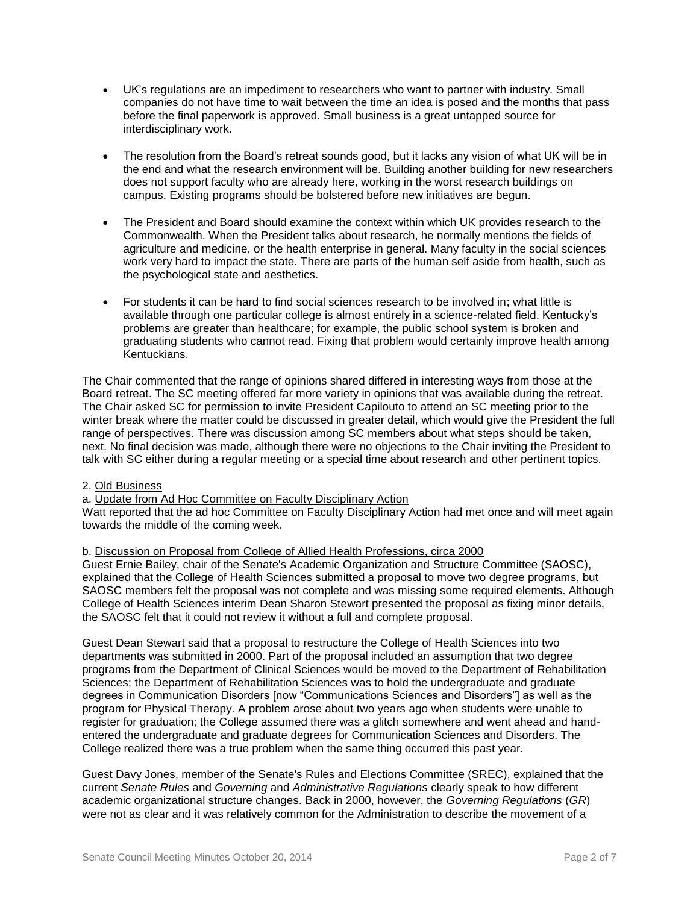- UK's regulations are an impediment to researchers who want to partner with industry. Small companies do not have time to wait between the time an idea is posed and the months that pass before the final paperwork is approved. Small business is a great untapped source for interdisciplinary work.

- The resolution from the Board's retreat sounds good, but it lacks any vision of what UK will be in the end and what the research environment will be. Building another building for new researchers does not support faculty who are already here, working in the worst research buildings on campus. Existing programs should be bolstered before new initiatives are begun.

- The President and Board should examine the context within which UK provides research to the Commonwealth. When the President talks about research, he normally mentions the fields of agriculture and medicine, or the health enterprise in general. Many faculty in the social sciences work very hard to impact the state. There are parts of the human self aside from health, such as the psychological state and aesthetics.

- For students it can be hard to find social sciences research to be involved in; what little is available through one particular college is almost entirely in a science-related field. Kentucky's problems are greater than healthcare; for example, the public school system is broken and graduating students who cannot read. Fixing that problem would certainly improve health among Kentuckians.

The Chair commented that the range of opinions shared differed in interesting ways from those at the Board retreat. The SC meeting offered far more variety in opinions that was available during the retreat. The Chair asked SC for permission to invite President Capilouto to attend an SC meeting prior to the winter break where the matter could be discussed in greater detail, which would give the President the full range of perspectives. There was discussion among SC members about what steps should be taken, next. No final decision was made, although there were no objections to the Chair inviting the President to talk with SC either during a regular meeting or a special time about research and other pertinent topics.

2. Old Business

a. Update from Ad Hoc Committee on Faculty Disciplinary Action

Watt reported that the ad hoc Committee on Faculty Disciplinary Action had met once and will meet again towards the middle of the coming week.

b. Discussion on Proposal from College of Allied Health Professions, circa 2000

Guest Ernie Bailey, chair of the Senate's Academic Organization and Structure Committee (SAOSC), explained that the College of Health Sciences submitted a proposal to move two degree programs, but SAOSC members felt the proposal was not complete and was missing some required elements. Although College of Health Sciences interim Dean Sharon Stewart presented the proposal as fixing minor details, the SAOSC felt that it could not review it without a full and complete proposal.

Guest Dean Stewart said that a proposal to restructure the College of Health Sciences into two departments was submitted in 2000. Part of the proposal included an assumption that two degree programs from the Department of Clinical Sciences would be moved to the Department of Rehabilitation Sciences; the Department of Rehabilitation Sciences was to hold the undergraduate and graduate degrees in Communication Disorders [now "Communications Sciences and Disorders"] as well as the program for Physical Therapy. A problem arose about two years ago when students were unable to register for graduation; the College assumed there was a glitch somewhere and went ahead and hand-entered the undergraduate and graduate degrees for Communication Sciences and Disorders. The College realized there was a true problem when the same thing occurred this past year.

Guest Davy Jones, member of the Senate's Rules and Elections Committee (SREC), explained that the current *Senate Rules* and *Governing* and *Administrative Regulations* clearly speak to how different academic organizational structure changes. Back in 2000, however, the *Governing Regulations* (*GR*) were not as clear and it was relatively common for the Administration to describe the movement of a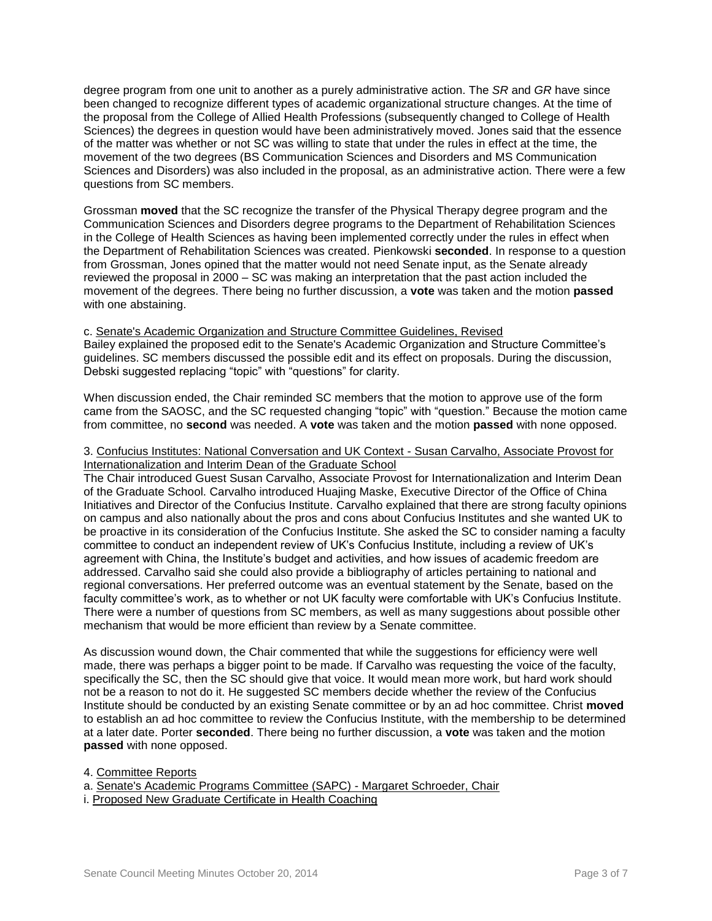degree program from one unit to another as a purely administrative action. The *SR* and *GR* have since been changed to recognize different types of academic organizational structure changes. At the time of the proposal from the College of Allied Health Professions (subsequently changed to College of Health Sciences) the degrees in question would have been administratively moved. Jones said that the essence of the matter was whether or not SC was willing to state that under the rules in effect at the time, the movement of the two degrees (BS Communication Sciences and Disorders and MS Communication Sciences and Disorders) was also included in the proposal, as an administrative action. There were a few questions from SC members.

Grossman **moved** that the SC recognize the transfer of the Physical Therapy degree program and the Communication Sciences and Disorders degree programs to the Department of Rehabilitation Sciences in the College of Health Sciences as having been implemented correctly under the rules in effect when the Department of Rehabilitation Sciences was created. Pienkowski **seconded**. In response to a question from Grossman, Jones opined that the matter would not need Senate input, as the Senate already reviewed the proposal in 2000 – SC was making an interpretation that the past action included the movement of the degrees. There being no further discussion, a **vote** was taken and the motion **passed** with one abstaining.

c. <u>Senate's Academic Organization and Structure Committee Guidelines, Revised</u>
Bailey explained the proposed edit to the Senate's Academic Organization and Structure Committee's guidelines. SC members discussed the possible edit and its effect on proposals. During the discussion, Debski suggested replacing "topic" with "questions" for clarity.

When discussion ended, the Chair reminded SC members that the motion to approve use of the form came from the SAOSC, and the SC requested changing "topic" with "question." Because the motion came from committee, no **second** was needed. A **vote** was taken and the motion **passed** with none opposed.

3. <u>Confucius Institutes: National Conversation and UK Context - Susan Carvalho, Associate Provost for Internationalization and Interim Dean of the Graduate School</u>
The Chair introduced Guest Susan Carvalho, Associate Provost for Internationalization and Interim Dean of the Graduate School. Carvalho introduced Huajing Maske, Executive Director of the Office of China Initiatives and Director of the Confucius Institute. Carvalho explained that there are strong faculty opinions on campus and also nationally about the pros and cons about Confucius Institutes and she wanted UK to be proactive in its consideration of the Confucius Institute. She asked the SC to consider naming a faculty committee to conduct an independent review of UK's Confucius Institute, including a review of UK's agreement with China, the Institute's budget and activities, and how issues of academic freedom are addressed. Carvalho said she could also provide a bibliography of articles pertaining to national and regional conversations. Her preferred outcome was an eventual statement by the Senate, based on the faculty committee's work, as to whether or not UK faculty were comfortable with UK's Confucius Institute. There were a number of questions from SC members, as well as many suggestions about possible other mechanism that would be more efficient than review by a Senate committee.

As discussion wound down, the Chair commented that while the suggestions for efficiency were well made, there was perhaps a bigger point to be made. If Carvalho was requesting the voice of the faculty, specifically the SC, then the SC should give that voice. It would mean more work, but hard work should not be a reason to not do it. He suggested SC members decide whether the review of the Confucius Institute should be conducted by an existing Senate committee or by an ad hoc committee. Christ **moved** to establish an ad hoc committee to review the Confucius Institute, with the membership to be determined at a later date. Porter **seconded**. There being no further discussion, a **vote** was taken and the motion **passed** with none opposed.

4. <u>Committee Reports</u>
a. <u>Senate's Academic Programs Committee (SAPC) - Margaret Schroeder, Chair</u>
i. <u>Proposed New Graduate Certificate in Health Coaching</u>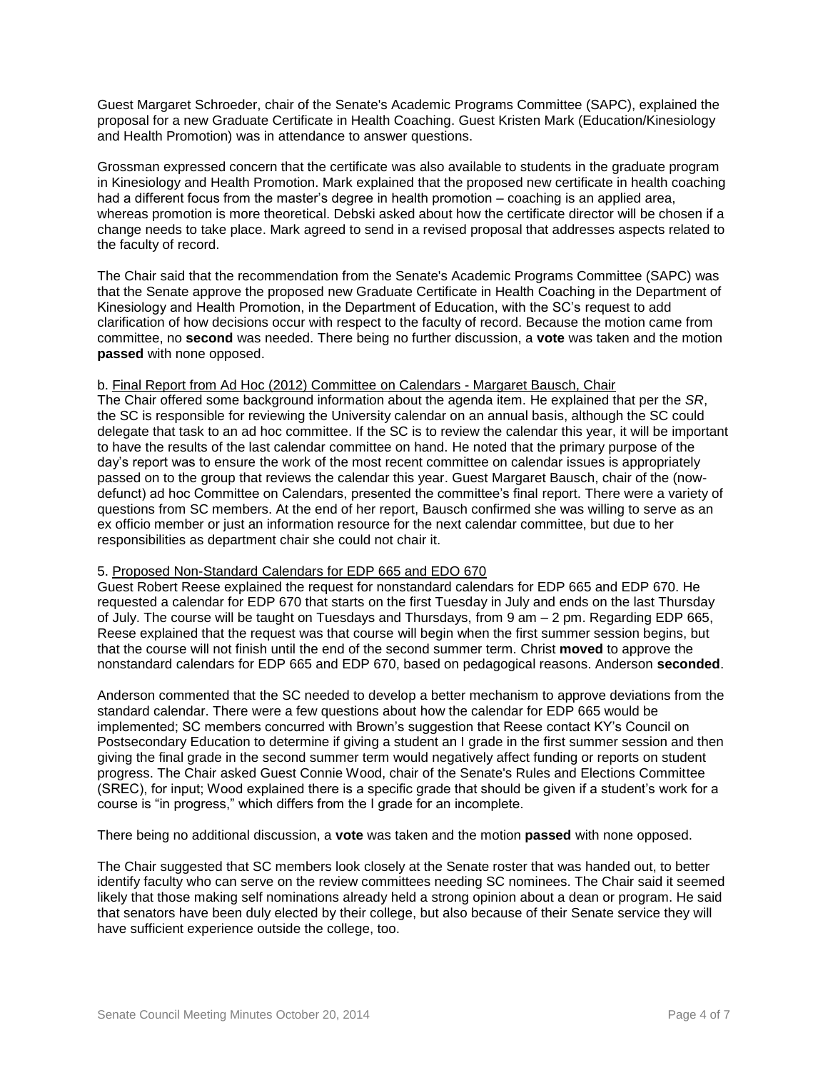Guest Margaret Schroeder, chair of the Senate's Academic Programs Committee (SAPC), explained the proposal for a new Graduate Certificate in Health Coaching. Guest Kristen Mark (Education/Kinesiology and Health Promotion) was in attendance to answer questions.

Grossman expressed concern that the certificate was also available to students in the graduate program in Kinesiology and Health Promotion. Mark explained that the proposed new certificate in health coaching had a different focus from the master's degree in health promotion – coaching is an applied area, whereas promotion is more theoretical. Debski asked about how the certificate director will be chosen if a change needs to take place. Mark agreed to send in a revised proposal that addresses aspects related to the faculty of record.

The Chair said that the recommendation from the Senate's Academic Programs Committee (SAPC) was that the Senate approve the proposed new Graduate Certificate in Health Coaching in the Department of Kinesiology and Health Promotion, in the Department of Education, with the SC's request to add clarification of how decisions occur with respect to the faculty of record. Because the motion came from committee, no **second** was needed. There being no further discussion, a **vote** was taken and the motion **passed** with none opposed.

b. <u>Final Report from Ad Hoc (2012) Committee on Calendars - Margaret Bausch, Chair</u>
The Chair offered some background information about the agenda item. He explained that per the *SR*, the SC is responsible for reviewing the University calendar on an annual basis, although the SC could delegate that task to an ad hoc committee. If the SC is to review the calendar this year, it will be important to have the results of the last calendar committee on hand. He noted that the primary purpose of the day's report was to ensure the work of the most recent committee on calendar issues is appropriately passed on to the group that reviews the calendar this year. Guest Margaret Bausch, chair of the (now-defunct) ad hoc Committee on Calendars, presented the committee's final report. There were a variety of questions from SC members. At the end of her report, Bausch confirmed she was willing to serve as an ex officio member or just an information resource for the next calendar committee, but due to her responsibilities as department chair she could not chair it.

5. <u>Proposed Non-Standard Calendars for EDP 665 and EDO 670</u>
Guest Robert Reese explained the request for nonstandard calendars for EDP 665 and EDP 670. He requested a calendar for EDP 670 that starts on the first Tuesday in July and ends on the last Thursday of July. The course will be taught on Tuesdays and Thursdays, from 9 am – 2 pm. Regarding EDP 665, Reese explained that the request was that course will begin when the first summer session begins, but that the course will not finish until the end of the second summer term. Christ **moved** to approve the nonstandard calendars for EDP 665 and EDP 670, based on pedagogical reasons. Anderson **seconded**.

Anderson commented that the SC needed to develop a better mechanism to approve deviations from the standard calendar. There were a few questions about how the calendar for EDP 665 would be implemented; SC members concurred with Brown's suggestion that Reese contact KY's Council on Postsecondary Education to determine if giving a student an I grade in the first summer session and then giving the final grade in the second summer term would negatively affect funding or reports on student progress. The Chair asked Guest Connie Wood, chair of the Senate's Rules and Elections Committee (SREC), for input; Wood explained there is a specific grade that should be given if a student's work for a course is "in progress," which differs from the I grade for an incomplete.

There being no additional discussion, a **vote** was taken and the motion **passed** with none opposed.

The Chair suggested that SC members look closely at the Senate roster that was handed out, to better identify faculty who can serve on the review committees needing SC nominees. The Chair said it seemed likely that those making self nominations already held a strong opinion about a dean or program. He said that senators have been duly elected by their college, but also because of their Senate service they will have sufficient experience outside the college, too.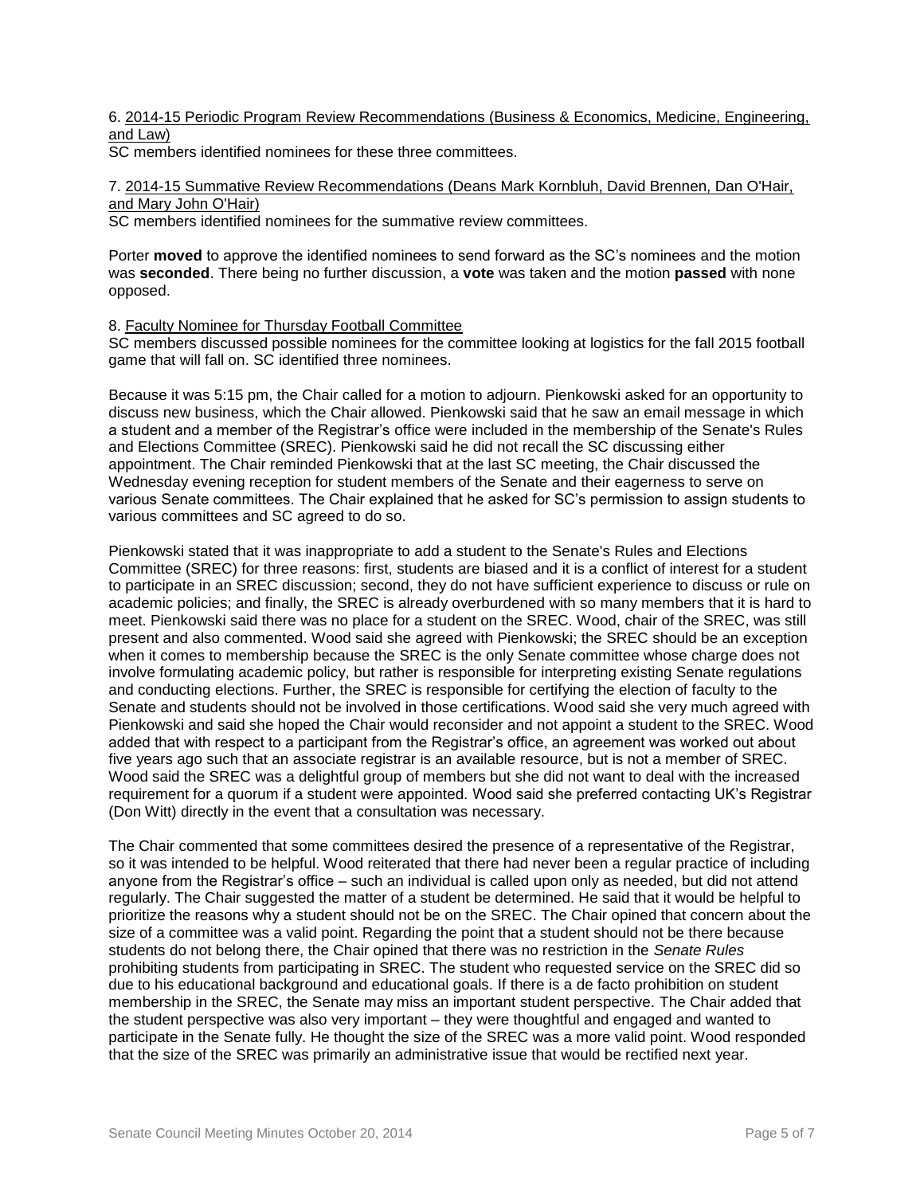6. <u>2014-15 Periodic Program Review Recommendations (Business & Economics, Medicine, Engineering, and Law)</u>
SC members identified nominees for these three committees.

7. <u>2014-15 Summative Review Recommendations (Deans Mark Kornbluh, David Brennen, Dan O'Hair, and Mary John O'Hair)</u>
SC members identified nominees for the summative review committees.

Porter **moved** to approve the identified nominees to send forward as the SC's nominees and the motion was **seconded**. There being no further discussion, a **vote** was taken and the motion **passed** with none opposed.

8. <u>Faculty Nominee for Thursday Football Committee</u>
SC members discussed possible nominees for the committee looking at logistics for the fall 2015 football game that will fall on. SC identified three nominees.

Because it was 5:15 pm, the Chair called for a motion to adjourn. Pienkowski asked for an opportunity to discuss new business, which the Chair allowed. Pienkowski said that he saw an email message in which a student and a member of the Registrar's office were included in the membership of the Senate's Rules and Elections Committee (SREC). Pienkowski said he did not recall the SC discussing either appointment. The Chair reminded Pienkowski that at the last SC meeting, the Chair discussed the Wednesday evening reception for student members of the Senate and their eagerness to serve on various Senate committees. The Chair explained that he asked for SC's permission to assign students to various committees and SC agreed to do so.

Pienkowski stated that it was inappropriate to add a student to the Senate's Rules and Elections Committee (SREC) for three reasons: first, students are biased and it is a conflict of interest for a student to participate in an SREC discussion; second, they do not have sufficient experience to discuss or rule on academic policies; and finally, the SREC is already overburdened with so many members that it is hard to meet. Pienkowski said there was no place for a student on the SREC. Wood, chair of the SREC, was still present and also commented. Wood said she agreed with Pienkowski; the SREC should be an exception when it comes to membership because the SREC is the only Senate committee whose charge does not involve formulating academic policy, but rather is responsible for interpreting existing Senate regulations and conducting elections. Further, the SREC is responsible for certifying the election of faculty to the Senate and students should not be involved in those certifications. Wood said she very much agreed with Pienkowski and said she hoped the Chair would reconsider and not appoint a student to the SREC. Wood added that with respect to a participant from the Registrar's office, an agreement was worked out about five years ago such that an associate registrar is an available resource, but is not a member of SREC. Wood said the SREC was a delightful group of members but she did not want to deal with the increased requirement for a quorum if a student were appointed. Wood said she preferred contacting UK's Registrar (Don Witt) directly in the event that a consultation was necessary.

The Chair commented that some committees desired the presence of a representative of the Registrar, so it was intended to be helpful. Wood reiterated that there had never been a regular practice of including anyone from the Registrar's office – such an individual is called upon only as needed, but did not attend regularly. The Chair suggested the matter of a student be determined. He said that it would be helpful to prioritize the reasons why a student should not be on the SREC. The Chair opined that concern about the size of a committee was a valid point. Regarding the point that a student should not be there because students do not belong there, the Chair opined that there was no restriction in the *Senate Rules* prohibiting students from participating in SREC. The student who requested service on the SREC did so due to his educational background and educational goals. If there is a de facto prohibition on student membership in the SREC, the Senate may miss an important student perspective. The Chair added that the student perspective was also very important – they were thoughtful and engaged and wanted to participate in the Senate fully. He thought the size of the SREC was a more valid point. Wood responded that the size of the SREC was primarily an administrative issue that would be rectified next year.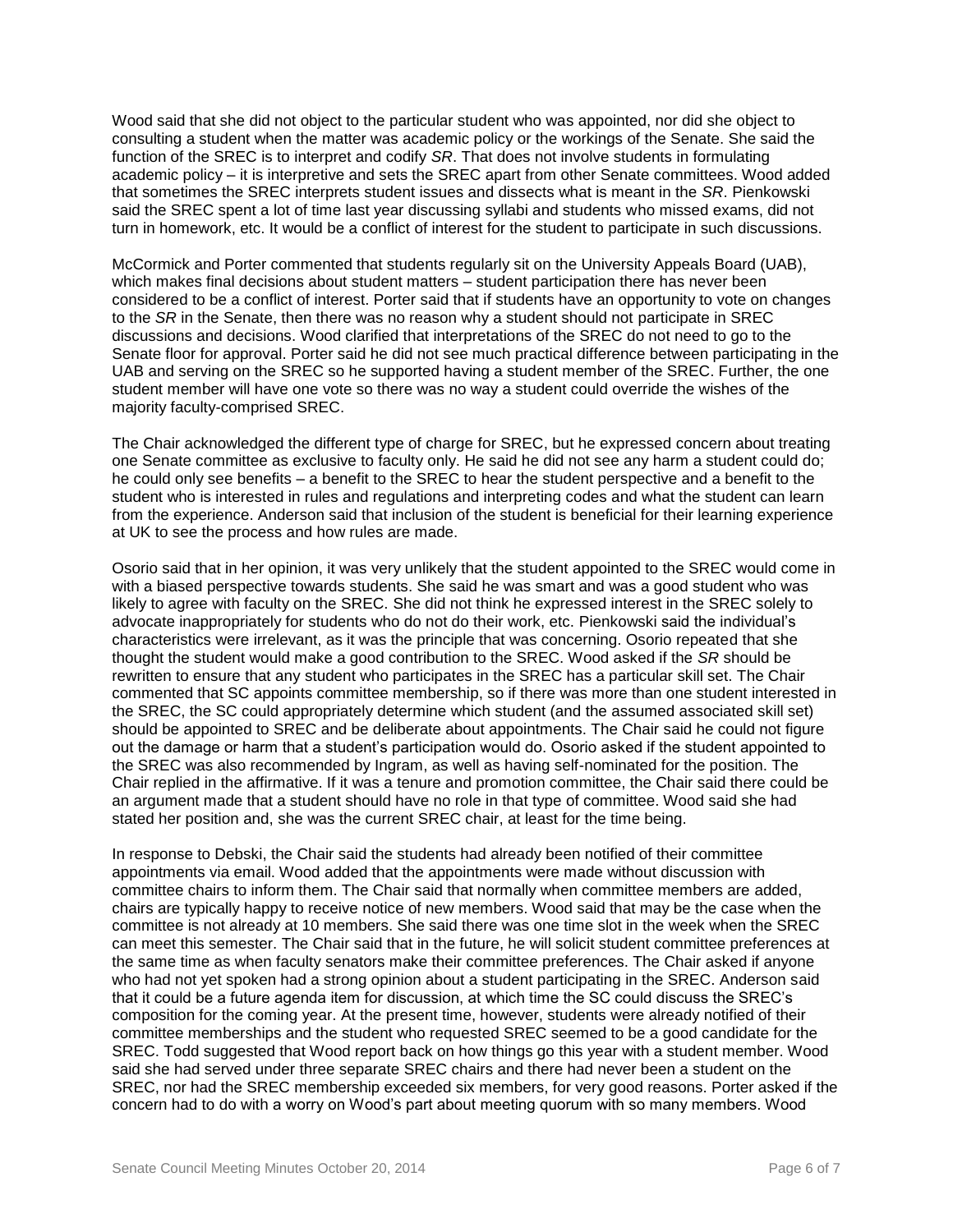Wood said that she did not object to the particular student who was appointed, nor did she object to consulting a student when the matter was academic policy or the workings of the Senate. She said the function of the SREC is to interpret and codify *SR*. That does not involve students in formulating academic policy – it is interpretive and sets the SREC apart from other Senate committees. Wood added that sometimes the SREC interprets student issues and dissects what is meant in the *SR*. Pienkowski said the SREC spent a lot of time last year discussing syllabi and students who missed exams, did not turn in homework, etc. It would be a conflict of interest for the student to participate in such discussions.

McCormick and Porter commented that students regularly sit on the University Appeals Board (UAB), which makes final decisions about student matters – student participation there has never been considered to be a conflict of interest. Porter said that if students have an opportunity to vote on changes to the *SR* in the Senate, then there was no reason why a student should not participate in SREC discussions and decisions. Wood clarified that interpretations of the SREC do not need to go to the Senate floor for approval. Porter said he did not see much practical difference between participating in the UAB and serving on the SREC so he supported having a student member of the SREC. Further, the one student member will have one vote so there was no way a student could override the wishes of the majority faculty-comprised SREC.

The Chair acknowledged the different type of charge for SREC, but he expressed concern about treating one Senate committee as exclusive to faculty only. He said he did not see any harm a student could do; he could only see benefits – a benefit to the SREC to hear the student perspective and a benefit to the student who is interested in rules and regulations and interpreting codes and what the student can learn from the experience. Anderson said that inclusion of the student is beneficial for their learning experience at UK to see the process and how rules are made.

Osorio said that in her opinion, it was very unlikely that the student appointed to the SREC would come in with a biased perspective towards students. She said he was smart and was a good student who was likely to agree with faculty on the SREC. She did not think he expressed interest in the SREC solely to advocate inappropriately for students who do not do their work, etc. Pienkowski said the individual's characteristics were irrelevant, as it was the principle that was concerning. Osorio repeated that she thought the student would make a good contribution to the SREC. Wood asked if the *SR* should be rewritten to ensure that any student who participates in the SREC has a particular skill set. The Chair commented that SC appoints committee membership, so if there was more than one student interested in the SREC, the SC could appropriately determine which student (and the assumed associated skill set) should be appointed to SREC and be deliberate about appointments. The Chair said he could not figure out the damage or harm that a student's participation would do. Osorio asked if the student appointed to the SREC was also recommended by Ingram, as well as having self-nominated for the position. The Chair replied in the affirmative. If it was a tenure and promotion committee, the Chair said there could be an argument made that a student should have no role in that type of committee. Wood said she had stated her position and, she was the current SREC chair, at least for the time being.

In response to Debski, the Chair said the students had already been notified of their committee appointments via email. Wood added that the appointments were made without discussion with committee chairs to inform them. The Chair said that normally when committee members are added, chairs are typically happy to receive notice of new members. Wood said that may be the case when the committee is not already at 10 members. She said there was one time slot in the week when the SREC can meet this semester. The Chair said that in the future, he will solicit student committee preferences at the same time as when faculty senators make their committee preferences. The Chair asked if anyone who had not yet spoken had a strong opinion about a student participating in the SREC. Anderson said that it could be a future agenda item for discussion, at which time the SC could discuss the SREC's composition for the coming year. At the present time, however, students were already notified of their committee memberships and the student who requested SREC seemed to be a good candidate for the SREC. Todd suggested that Wood report back on how things go this year with a student member. Wood said she had served under three separate SREC chairs and there had never been a student on the SREC, nor had the SREC membership exceeded six members, for very good reasons. Porter asked if the concern had to do with a worry on Wood's part about meeting quorum with so many members. Wood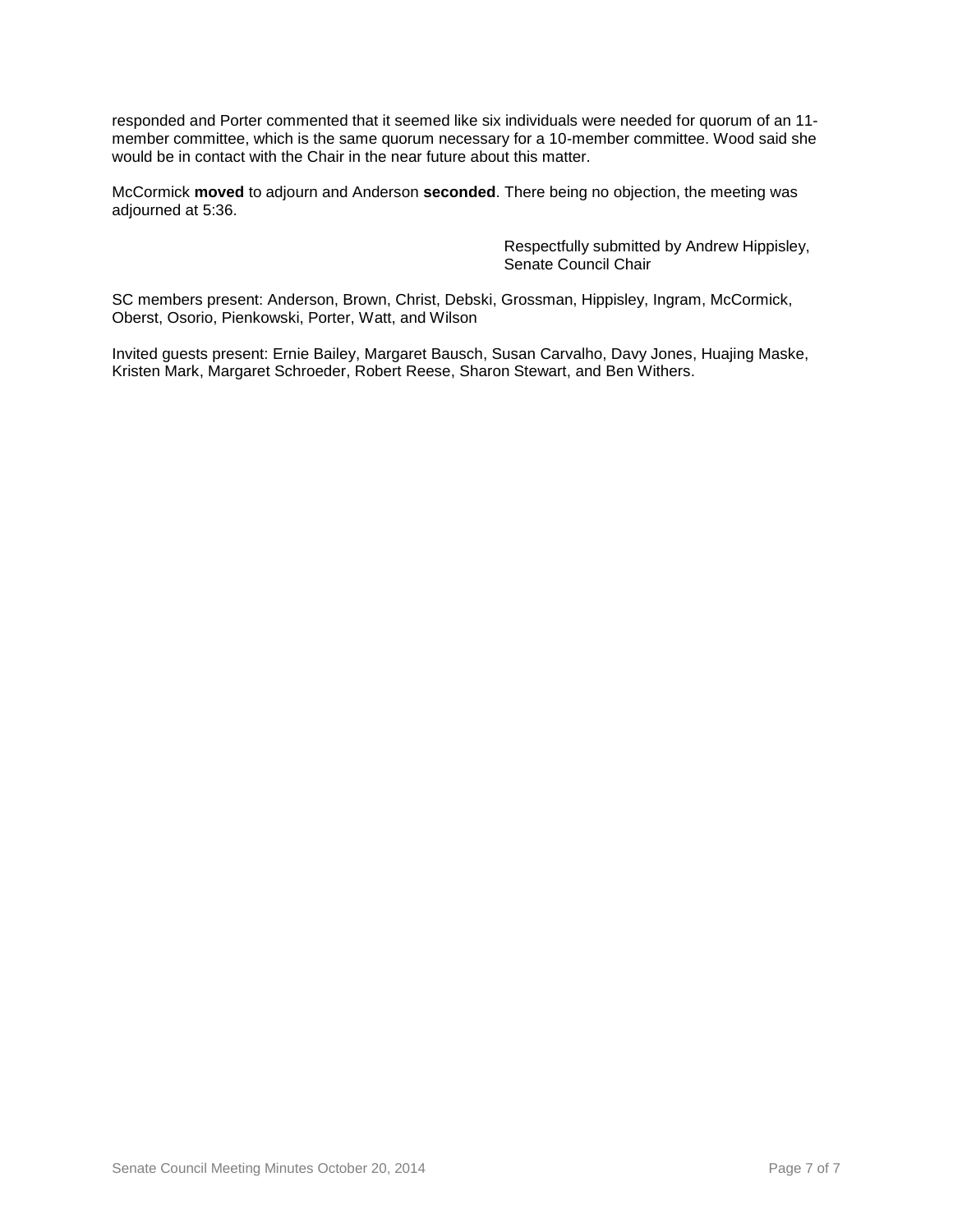responded and Porter commented that it seemed like six individuals were needed for quorum of an 11-member committee, which is the same quorum necessary for a 10-member committee. Wood said she would be in contact with the Chair in the near future about this matter.

McCormick **moved** to adjourn and Anderson **seconded**. There being no objection, the meeting was adjourned at 5:36.

Respectfully submitted by Andrew Hippisley,
Senate Council Chair

SC members present: Anderson, Brown, Christ, Debski, Grossman, Hippisley, Ingram, McCormick, Oberst, Osorio, Pienkowski, Porter, Watt, and Wilson

Invited guests present: Ernie Bailey, Margaret Bausch, Susan Carvalho, Davy Jones, Huajing Maske, Kristen Mark, Margaret Schroeder, Robert Reese, Sharon Stewart, and Ben Withers.